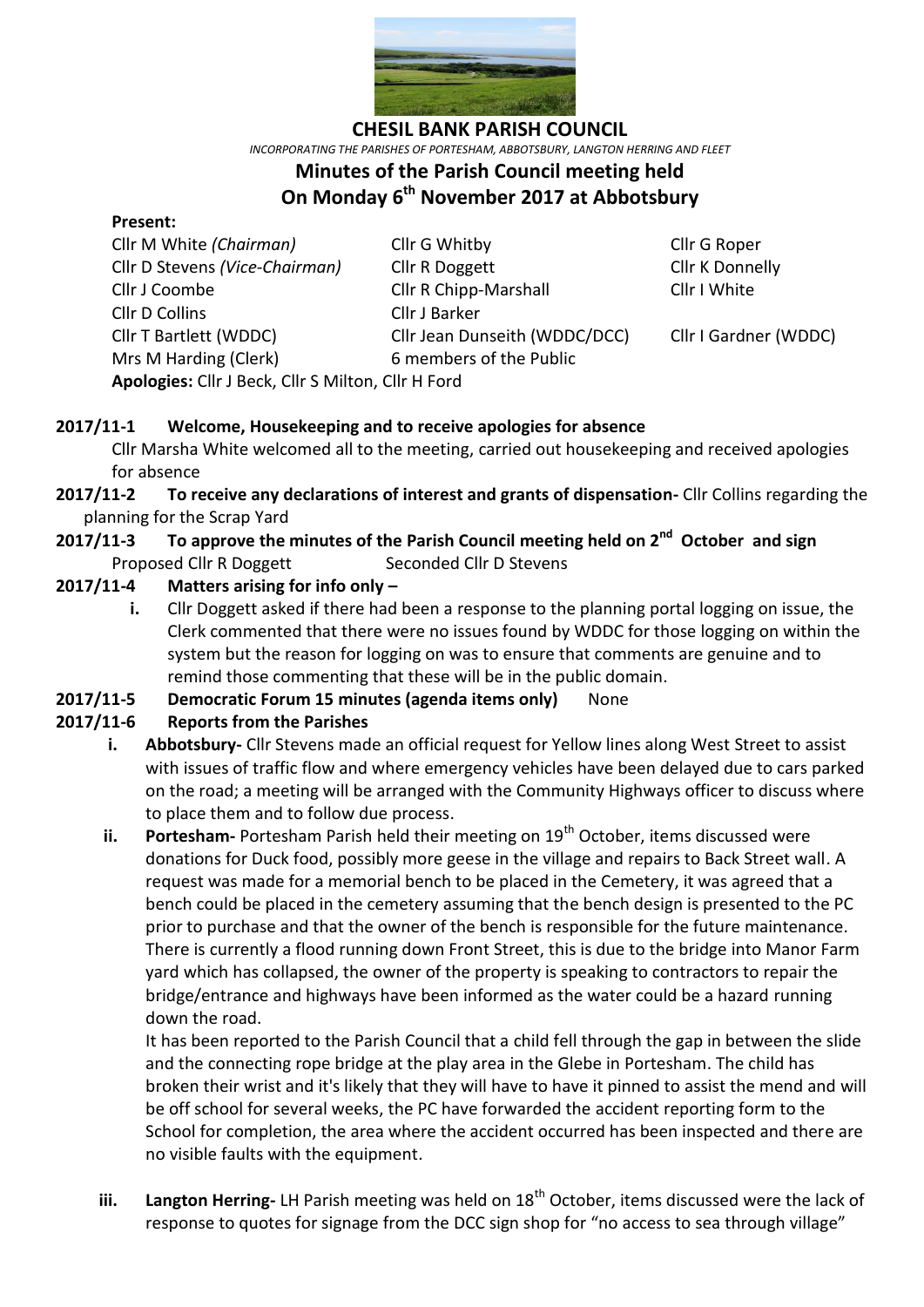# CHESIL BANK PARISH COUNCIL

*INCORPORATING THE PARISHES OF PORTESHAM, ABBOTSBURY, LANGTON HERRING AND FLEET*

## Minutes of the Parish Council meeting held On Monday 6th November 2017 at Abbotsbury

**Present:**

| | | |
|---|---|---|
| Cllr M White *(Chairman)* | Cllr G Whitby | Cllr G Roper |
| Cllr D Stevens *(Vice-Chairman)* | Cllr R Doggett | Cllr K Donnelly |
| Cllr J Coombe | Cllr R Chipp-Marshall | Cllr I White |
| Cllr D Collins | Cllr J Barker | |
| Cllr T Bartlett (WDDC) | Cllr Jean Dunseith (WDDC/DCC) | Cllr I Gardner (WDDC) |
| Mrs M Harding (Clerk) | 6 members of the Public | |

**Apologies:** Cllr J Beck, Cllr S Milton, Cllr H Ford

**2017/11-1 Welcome, Housekeeping and to receive apologies for absence**

Cllr Marsha White welcomed all to the meeting, carried out housekeeping and received apologies for absence

**2017/11-2 To receive any declarations of interest and grants of dispensation-** Cllr Collins regarding the planning for the Scrap Yard

**2017/11-3 To approve the minutes of the Parish Council meeting held on 2nd October and sign**

Proposed Cllr R Doggett Seconded Cllr D Stevens

**2017/11-4 Matters arising for info only –**

**i.** Cllr Doggett asked if there had been a response to the planning portal logging on issue, the Clerk commented that there were no issues found by WDDC for those logging on within the system but the reason for logging on was to ensure that comments are genuine and to remind those commenting that these will be in the public domain.

**2017/11-5 Democratic Forum 15 minutes (agenda items only)** None

**2017/11-6 Reports from the Parishes**

**i. Abbotsbury-** Cllr Stevens made an official request for Yellow lines along West Street to assist with issues of traffic flow and where emergency vehicles have been delayed due to cars parked on the road; a meeting will be arranged with the Community Highways officer to discuss where to place them and to follow due process.

**ii. Portesham-** Portesham Parish held their meeting on 19th October, items discussed were donations for Duck food, possibly more geese in the village and repairs to Back Street wall. A request was made for a memorial bench to be placed in the Cemetery, it was agreed that a bench could be placed in the cemetery assuming that the bench design is presented to the PC prior to purchase and that the owner of the bench is responsible for the future maintenance. There is currently a flood running down Front Street, this is due to the bridge into Manor Farm yard which has collapsed, the owner of the property is speaking to contractors to repair the bridge/entrance and highways have been informed as the water could be a hazard running down the road.

It has been reported to the Parish Council that a child fell through the gap in between the slide and the connecting rope bridge at the play area in the Glebe in Portesham. The child has broken their wrist and it's likely that they will have to have it pinned to assist the mend and will be off school for several weeks, the PC have forwarded the accident reporting form to the School for completion, the area where the accident occurred has been inspected and there are no visible faults with the equipment.

**iii. Langton Herring-** LH Parish meeting was held on 18th October, items discussed were the lack of response to quotes for signage from the DCC sign shop for "no access to sea through village"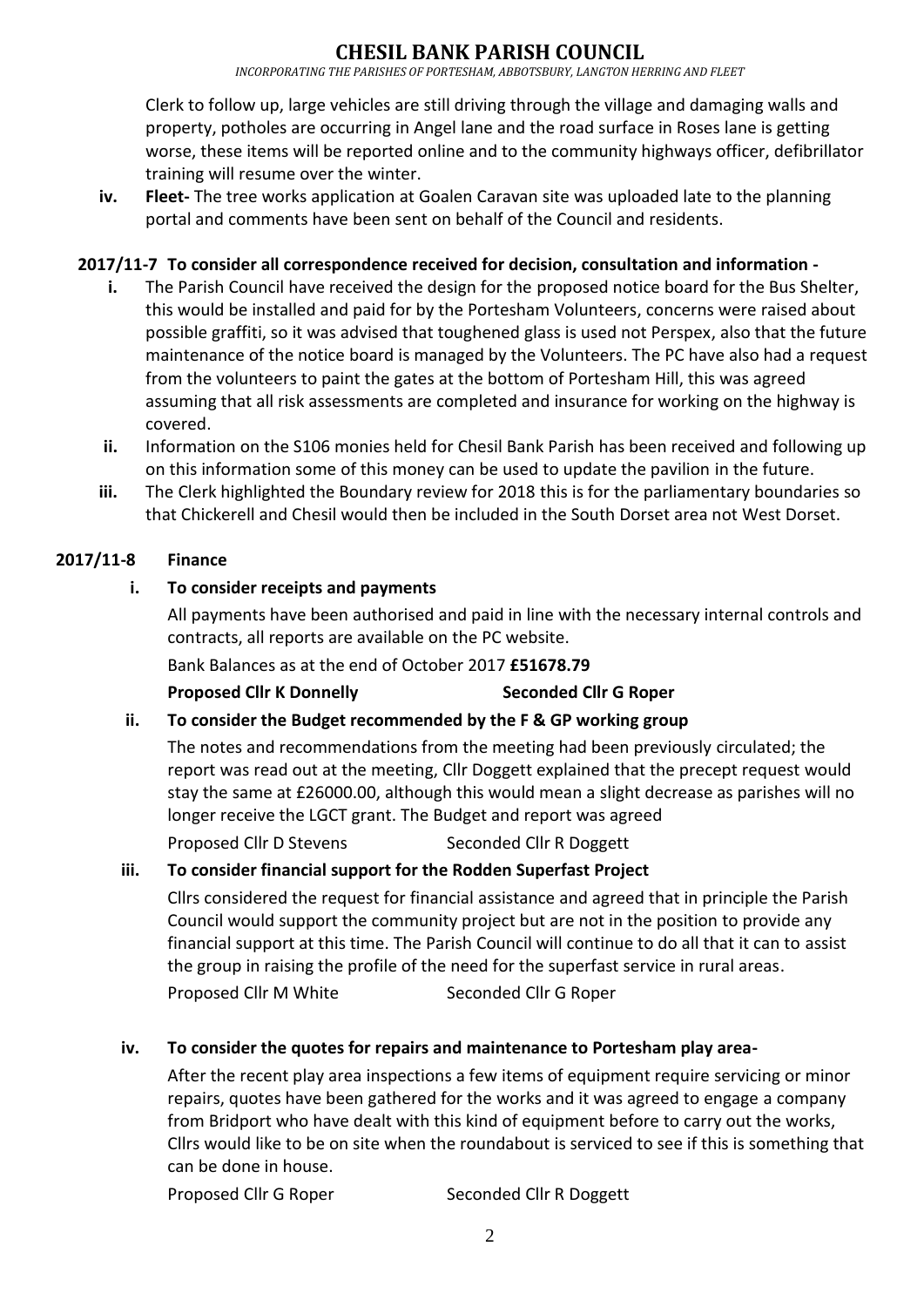Clerk to follow up, large vehicles are still driving through the village and damaging walls and property, potholes are occurring in Angel lane and the road surface in Roses lane is getting worse, these items will be reported online and to the community highways officer, defibrillator training will resume over the winter.

iv. **Fleet-** The tree works application at Goalen Caravan site was uploaded late to the planning portal and comments have been sent on behalf of the Council and residents.

**2017/11-7 To consider all correspondence received for decision, consultation and information -**

i. The Parish Council have received the design for the proposed notice board for the Bus Shelter, this would be installed and paid for by the Portesham Volunteers, concerns were raised about possible graffiti, so it was advised that toughened glass is used not Perspex, also that the future maintenance of the notice board is managed by the Volunteers. The PC have also had a request from the volunteers to paint the gates at the bottom of Portesham Hill, this was agreed assuming that all risk assessments are completed and insurance for working on the highway is covered.

ii. Information on the S106 monies held for Chesil Bank Parish has been received and following up on this information some of this money can be used to update the pavilion in the future.

iii. The Clerk highlighted the Boundary review for 2018 this is for the parliamentary boundaries so that Chickerell and Chesil would then be included in the South Dorset area not West Dorset.

**2017/11-8 Finance**

**i. To consider receipts and payments**

All payments have been authorised and paid in line with the necessary internal controls and contracts, all reports are available on the PC website.

Bank Balances as at the end of October 2017 **£51678.79**

**Proposed Cllr K Donnelly** **Seconded Cllr G Roper**

**ii. To consider the Budget recommended by the F & GP working group**

The notes and recommendations from the meeting had been previously circulated; the report was read out at the meeting, Cllr Doggett explained that the precept request would stay the same at £26000.00, although this would mean a slight decrease as parishes will no longer receive the LGCT grant. The Budget and report was agreed

Proposed Cllr D Stevens Seconded Cllr R Doggett

**iii. To consider financial support for the Rodden Superfast Project**

Cllrs considered the request for financial assistance and agreed that in principle the Parish Council would support the community project but are not in the position to provide any financial support at this time. The Parish Council will continue to do all that it can to assist the group in raising the profile of the need for the superfast service in rural areas.

Proposed Cllr M White Seconded Cllr G Roper

**iv. To consider the quotes for repairs and maintenance to Portesham play area-**

After the recent play area inspections a few items of equipment require servicing or minor repairs, quotes have been gathered for the works and it was agreed to engage a company from Bridport who have dealt with this kind of equipment before to carry out the works, Cllrs would like to be on site when the roundabout is serviced to see if this is something that can be done in house.

Proposed Cllr G Roper Seconded Cllr R Doggett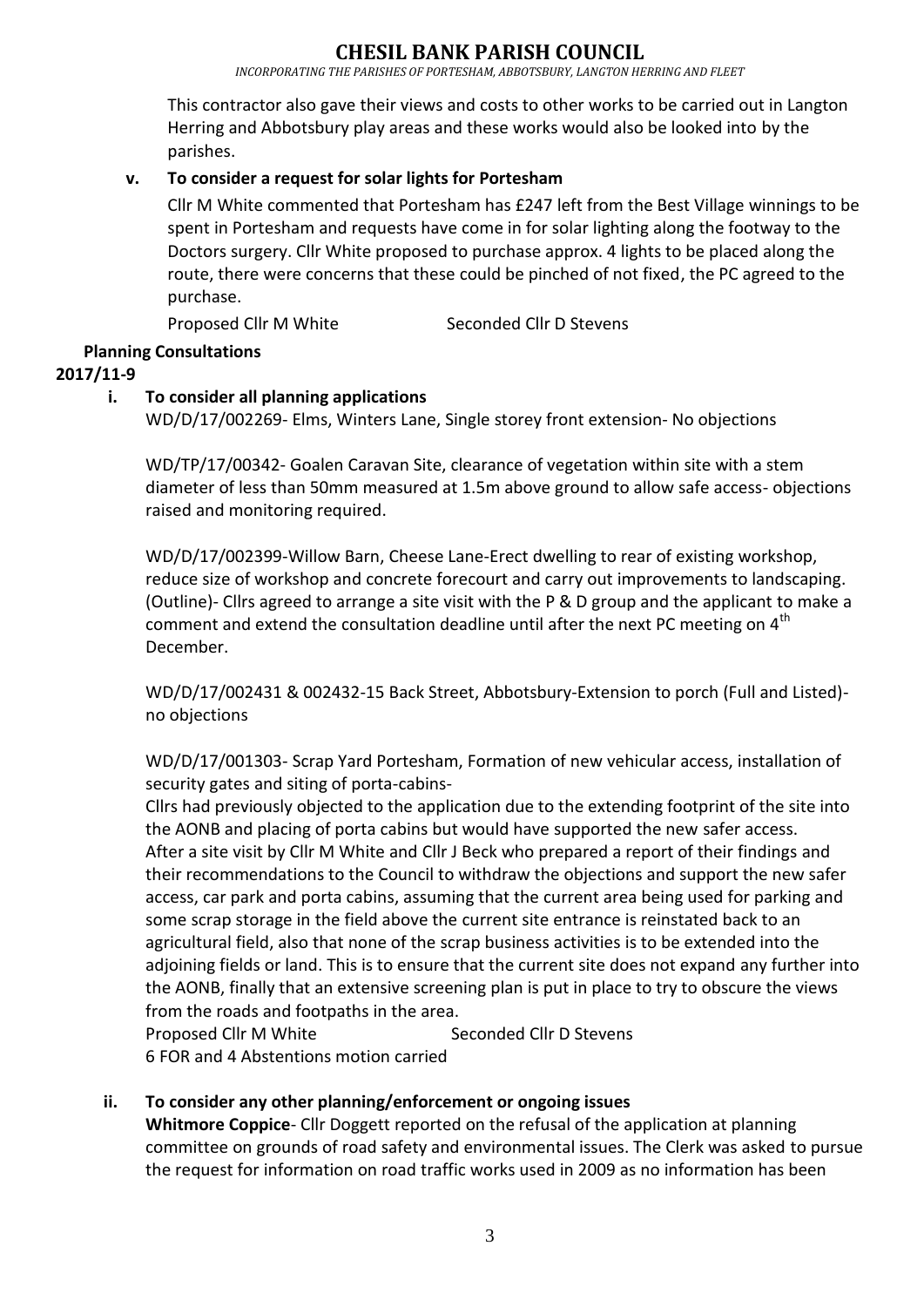This contractor also gave their views and costs to other works to be carried out in Langton Herring and Abbotsbury play areas and these works would also be looked into by the parishes.

**v. To consider a request for solar lights for Portesham**

Cllr M White commented that Portesham has £247 left from the Best Village winnings to be spent in Portesham and requests have come in for solar lighting along the footway to the Doctors surgery. Cllr White proposed to purchase approx. 4 lights to be placed along the route, there were concerns that these could be pinched of not fixed, the PC agreed to the purchase.

Proposed Cllr M White Seconded Cllr D Stevens

**Planning Consultations**

**2017/11-9**

**i. To consider all planning applications**

WD/D/17/002269- Elms, Winters Lane, Single storey front extension- No objections

WD/TP/17/00342- Goalen Caravan Site, clearance of vegetation within site with a stem diameter of less than 50mm measured at 1.5m above ground to allow safe access- objections raised and monitoring required.

WD/D/17/002399-Willow Barn, Cheese Lane-Erect dwelling to rear of existing workshop, reduce size of workshop and concrete forecourt and carry out improvements to landscaping. (Outline)- Cllrs agreed to arrange a site visit with the P & D group and the applicant to make a comment and extend the consultation deadline until after the next PC meeting on 4th December.

WD/D/17/002431 & 002432-15 Back Street, Abbotsbury-Extension to porch (Full and Listed)- no objections

WD/D/17/001303- Scrap Yard Portesham, Formation of new vehicular access, installation of security gates and siting of porta-cabins-

Cllrs had previously objected to the application due to the extending footprint of the site into the AONB and placing of porta cabins but would have supported the new safer access. After a site visit by Cllr M White and Cllr J Beck who prepared a report of their findings and their recommendations to the Council to withdraw the objections and support the new safer access, car park and porta cabins, assuming that the current area being used for parking and some scrap storage in the field above the current site entrance is reinstated back to an agricultural field, also that none of the scrap business activities is to be extended into the adjoining fields or land. This is to ensure that the current site does not expand any further into the AONB, finally that an extensive screening plan is put in place to try to obscure the views from the roads and footpaths in the area.

Proposed Cllr M White Seconded Cllr D Stevens

6 FOR and 4 Abstentions motion carried

**ii. To consider any other planning/enforcement or ongoing issues**

**Whitmore Coppice**- Cllr Doggett reported on the refusal of the application at planning committee on grounds of road safety and environmental issues. The Clerk was asked to pursue the request for information on road traffic works used in 2009 as no information has been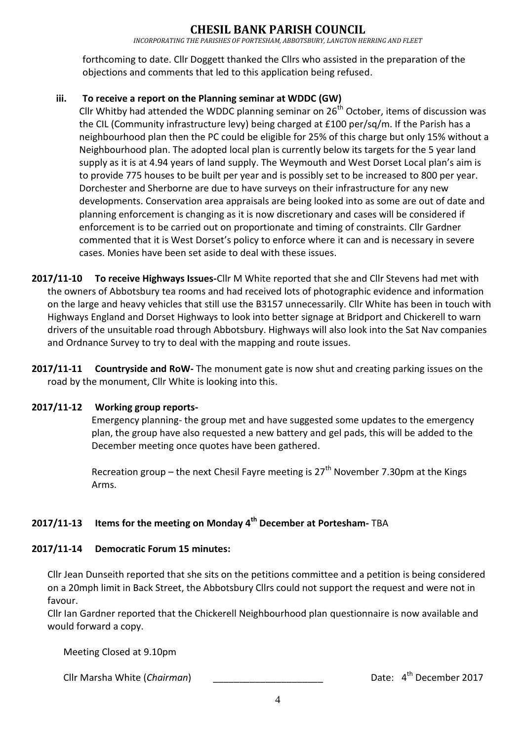forthcoming to date. Cllr Doggett thanked the Cllrs who assisted in the preparation of the objections and comments that led to this application being refused.

**iii. To receive a report on the Planning seminar at WDDC (GW)**

Cllr Whitby had attended the WDDC planning seminar on 26th October, items of discussion was the CIL (Community infrastructure levy) being charged at £100 per/sq/m. If the Parish has a neighbourhood plan then the PC could be eligible for 25% of this charge but only 15% without a Neighbourhood plan. The adopted local plan is currently below its targets for the 5 year land supply as it is at 4.94 years of land supply. The Weymouth and West Dorset Local plan's aim is to provide 775 houses to be built per year and is possibly set to be increased to 800 per year. Dorchester and Sherborne are due to have surveys on their infrastructure for any new developments. Conservation area appraisals are being looked into as some are out of date and planning enforcement is changing as it is now discretionary and cases will be considered if enforcement is to be carried out on proportionate and timing of constraints. Cllr Gardner commented that it is West Dorset's policy to enforce where it can and is necessary in severe cases. Monies have been set aside to deal with these issues.

**2017/11-10 To receive Highways Issues-** Cllr M White reported that she and Cllr Stevens had met with the owners of Abbotsbury tea rooms and had received lots of photographic evidence and information on the large and heavy vehicles that still use the B3157 unnecessarily. Cllr White has been in touch with Highways England and Dorset Highways to look into better signage at Bridport and Chickerell to warn drivers of the unsuitable road through Abbotsbury. Highways will also look into the Sat Nav companies and Ordnance Survey to try to deal with the mapping and route issues.

**2017/11-11 Countryside and RoW-** The monument gate is now shut and creating parking issues on the road by the monument, Cllr White is looking into this.

**2017/11-12 Working group reports-**

Emergency planning- the group met and have suggested some updates to the emergency plan, the group have also requested a new battery and gel pads, this will be added to the December meeting once quotes have been gathered.

Recreation group – the next Chesil Fayre meeting is 27th November 7.30pm at the Kings Arms.

**2017/11-13 Items for the meeting on Monday 4th December at Portesham-** TBA

**2017/11-14 Democratic Forum 15 minutes:**

Cllr Jean Dunseith reported that she sits on the petitions committee and a petition is being considered on a 20mph limit in Back Street, the Abbotsbury Cllrs could not support the request and were not in favour.

Cllr Ian Gardner reported that the Chickerell Neighbourhood plan questionnaire is now available and would forward a copy.

Meeting Closed at 9.10pm

Cllr Marsha White (*Chairman*) \_\_\_\_\_\_\_\_\_\_\_\_\_\_\_\_\_\_\_\_\_ Date: 4th December 2017